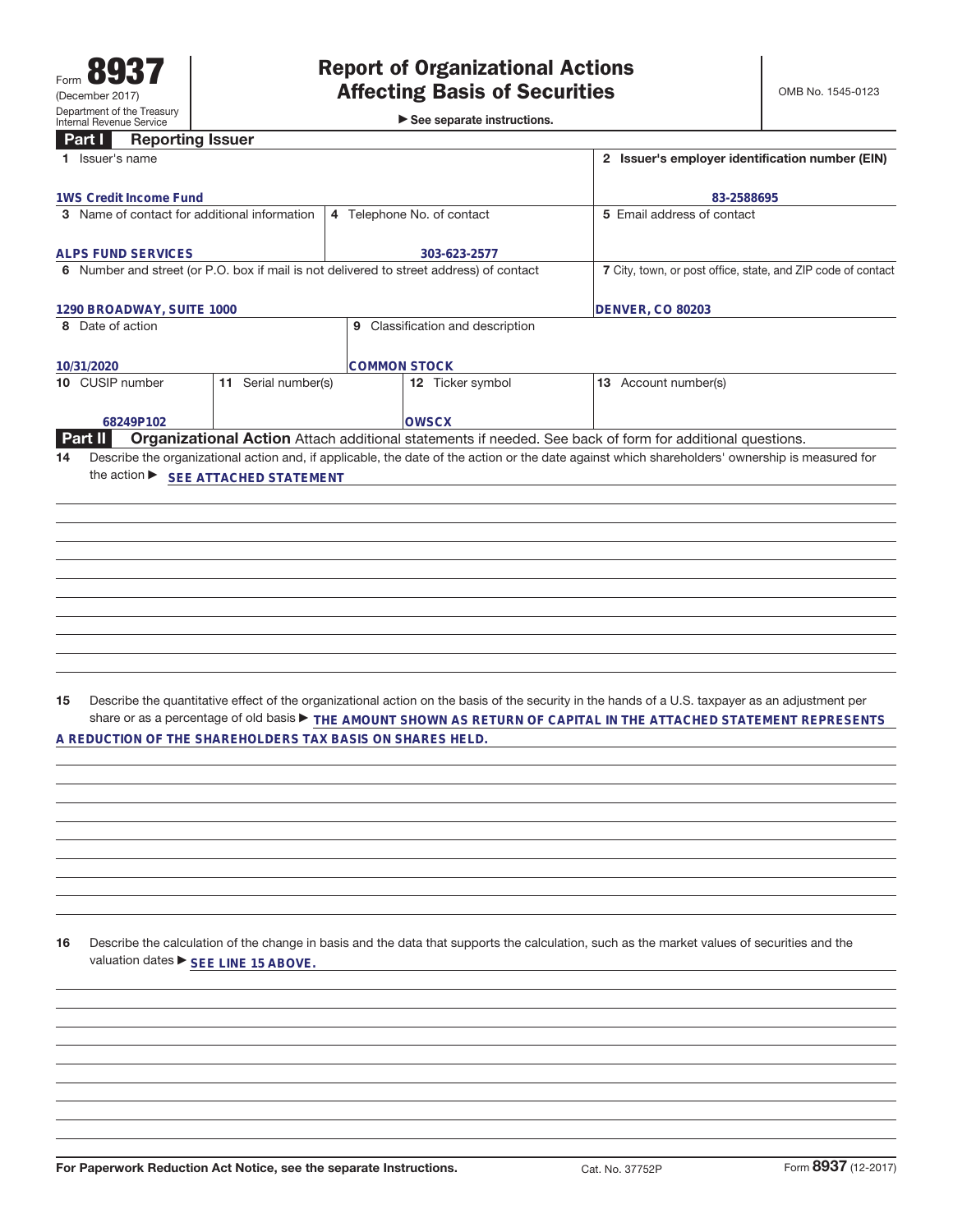Form **8937**
(December 2017)
Department of the Treasury
Internal Revenue Service

# Report of Organizational Actions Affecting Basis of Securities

▶ See separate instructions.

OMB No. 1545-0123

## Part I Reporting Issuer

| 1 Issuer's name | | | 2 Issuer's employer identification number (EIN) |
|---|---|---|---|
| 1WS Credit Income Fund | | | 83-2588695 |
| 3 Name of contact for additional information | 4 Telephone No. of contact | | 5 Email address of contact |
| ALPS FUND SERVICES | 303-623-2577 | | |
| 6 Number and street (or P.O. box if mail is not delivered to street address) of contact | | | 7 City, town, or post office, state, and ZIP code of contact |
| 1290 BROADWAY, SUITE 1000 | | | DENVER, CO 80203 |
| 8 Date of action | 9 Classification and description | | |
| 10/31/2020 | COMMON STOCK | | |
| 10 CUSIP number | 11 Serial number(s) | 12 Ticker symbol | 13 Account number(s) |
| 68249P102 | | OWSCX | |

## Part II Organizational Action

Attach additional statements if needed. See back of form for additional questions.

**14** Describe the organizational action and, if applicable, the date of the action or the date against which shareholders' ownership is measured for the action ▶ SEE ATTACHED STATEMENT

**15** Describe the quantitative effect of the organizational action on the basis of the security in the hands of a U.S. taxpayer as an adjustment per share or as a percentage of old basis ▶ THE AMOUNT SHOWN AS RETURN OF CAPITAL IN THE ATTACHED STATEMENT REPRESENTS A REDUCTION OF THE SHAREHOLDERS TAX BASIS ON SHARES HELD.

**16** Describe the calculation of the change in basis and the data that supports the calculation, such as the market values of securities and the valuation dates ▶ SEE LINE 15 ABOVE.

For Paperwork Reduction Act Notice, see the separate Instructions. Cat. No. 37752P Form **8937** (12-2017)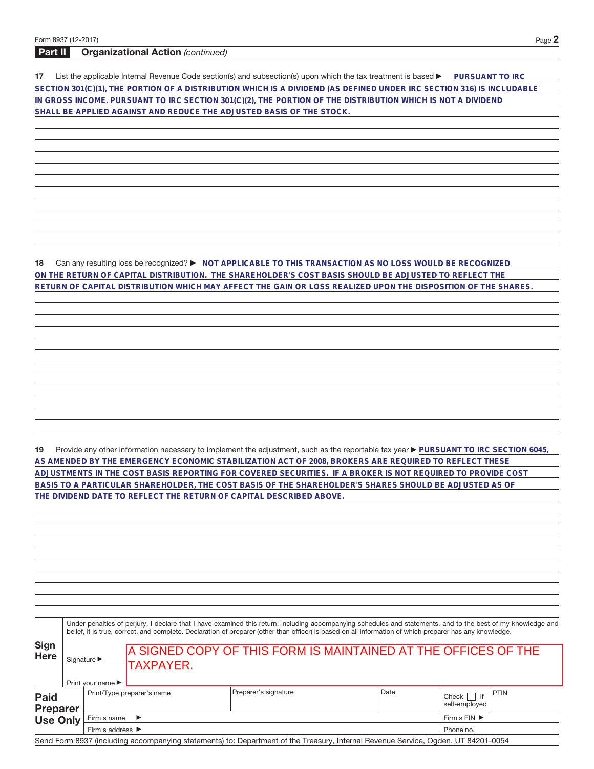## Part II Organizational Action *(continued)*

**17** List the applicable Internal Revenue Code section(s) and subsection(s) upon which the tax treatment is based ▶ PURSUANT TO IRC SECTION 301(C)(1), THE PORTION OF A DISTRIBUTION WHICH IS A DIVIDEND (AS DEFINED UNDER IRC SECTION 316) IS INCLUDABLE IN GROSS INCOME. PURSUANT TO IRC SECTION 301(C)(2), THE PORTION OF THE DISTRIBUTION WHICH IS NOT A DIVIDEND SHALL BE APPLIED AGAINST AND REDUCE THE ADJUSTED BASIS OF THE STOCK.

**18** Can any resulting loss be recognized? ▶ NOT APPLICABLE TO THIS TRANSACTION AS NO LOSS WOULD BE RECOGNIZED ON THE RETURN OF CAPITAL DISTRIBUTION. THE SHAREHOLDER'S COST BASIS SHOULD BE ADJUSTED TO REFLECT THE RETURN OF CAPITAL DISTRIBUTION WHICH MAY AFFECT THE GAIN OR LOSS REALIZED UPON THE DISPOSITION OF THE SHARES.

**19** Provide any other information necessary to implement the adjustment, such as the reportable tax year ▶ PURSUANT TO IRC SECTION 6045, AS AMENDED BY THE EMERGENCY ECONOMIC STABILIZATION ACT OF 2008, BROKERS ARE REQUIRED TO REFLECT THESE ADJUSTMENTS IN THE COST BASIS REPORTING FOR COVERED SECURITIES. IF A BROKER IS NOT REQUIRED TO PROVIDE COST BASIS TO A PARTICULAR SHAREHOLDER, THE COST BASIS OF THE SHAREHOLDER'S SHARES SHOULD BE ADJUSTED AS OF THE DIVIDEND DATE TO REFLECT THE RETURN OF CAPITAL DESCRIBED ABOVE.

**Sign Here**

Under penalties of perjury, I declare that I have examined this return, including accompanying schedules and statements, and to the best of my knowledge and belief, it is true, correct, and complete. Declaration of preparer (other than officer) is based on all information of which preparer has any knowledge.

Signature ▶ A SIGNED COPY OF THIS FORM IS MAINTAINED AT THE OFFICES OF THE TAXPAYER.

Print your name ▶

| Paid Preparer Use Only | Print/Type preparer's name | Preparer's signature | Date | Check ☐ if self-employed | PTIN |
|---|---|---|---|---|---|
| | Firm's name ▶ | | | Firm's EIN ▶ | |
| | Firm's address ▶ | | | Phone no. | |

Send Form 8937 (including accompanying statements) to: Department of the Treasury, Internal Revenue Service, Ogden, UT 84201-0054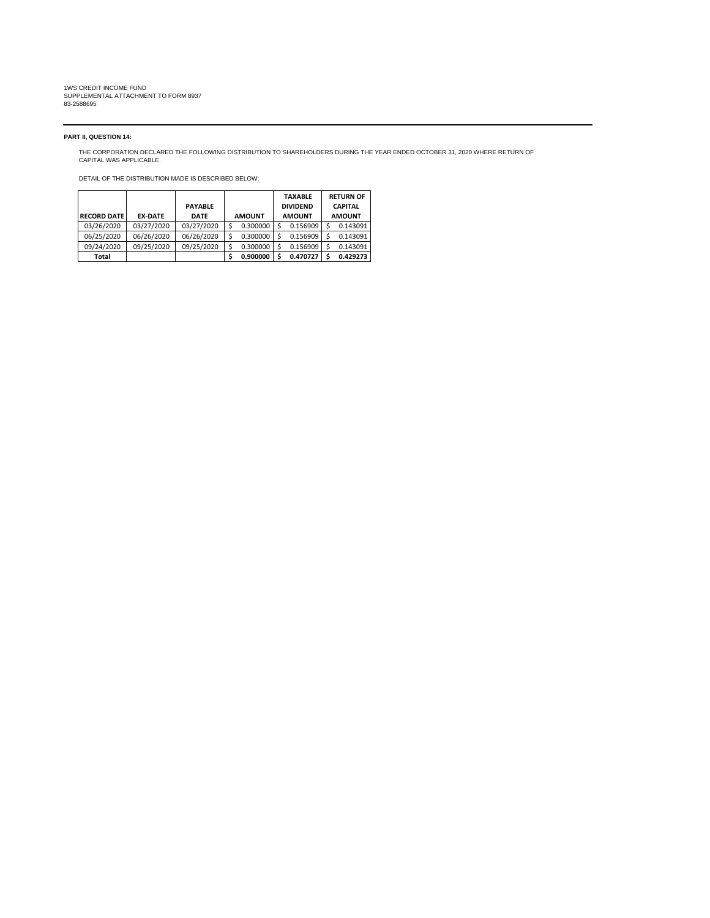1WS CREDIT INCOME FUND
SUPPLEMENTAL ATTACHMENT TO FORM 8937
83-2588695

---

**PART II, QUESTION 14:**

THE CORPORATION DECLARED THE FOLLOWING DISTRIBUTION TO SHAREHOLDERS DURING THE YEAR ENDED OCTOBER 31, 2020 WHERE RETURN OF CAPITAL WAS APPLICABLE.

DETAIL OF THE DISTRIBUTION MADE IS DESCRIBED BELOW:

| RECORD DATE | EX-DATE | PAYABLE DATE | AMOUNT | TAXABLE DIVIDEND AMOUNT | RETURN OF CAPITAL AMOUNT |
|---|---|---|---|---|---|
| 03/26/2020 | 03/27/2020 | 03/27/2020 | $ 0.300000 | $ 0.156909 | $ 0.143091 |
| 06/25/2020 | 06/26/2020 | 06/26/2020 | $ 0.300000 | $ 0.156909 | $ 0.143091 |
| 09/24/2020 | 09/25/2020 | 09/25/2020 | $ 0.300000 | $ 0.156909 | $ 0.143091 |
| **Total** | | | **$ 0.900000** | **$ 0.470727** | **$ 0.429273** |